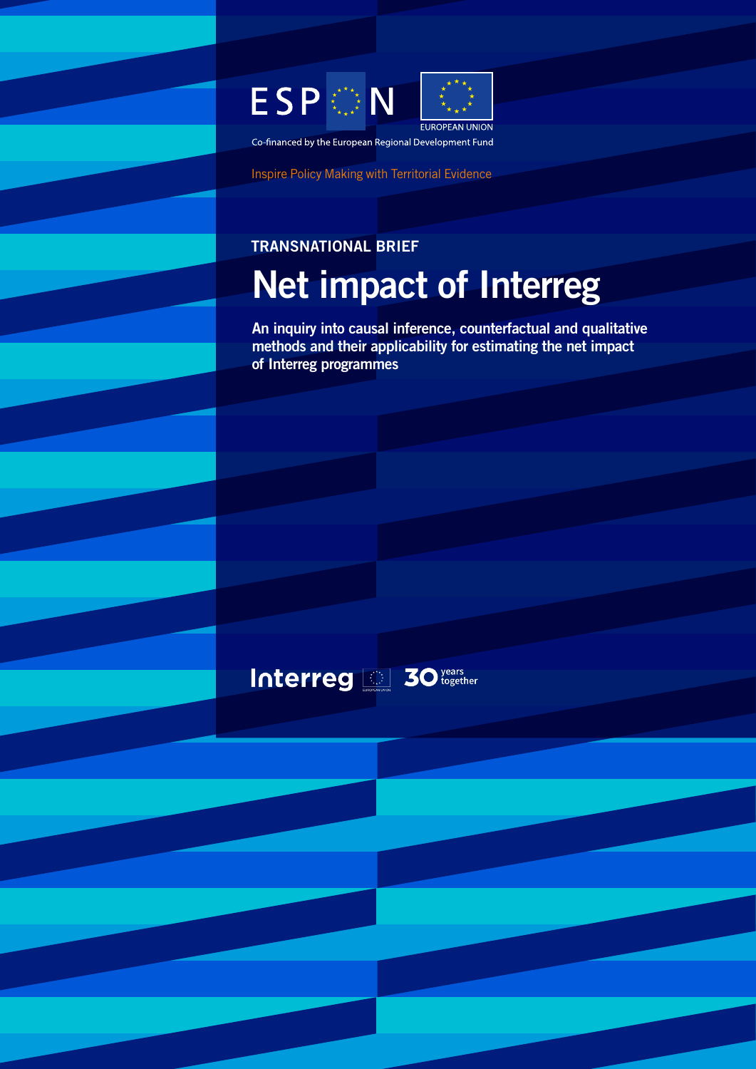ESPON

EUROPEAN UNION

Co-financed by the European Regional Development Fund

Inspire Policy Making with Territorial Evidence

TRANSNATIONAL BRIEF

# Net impact of Interreg

**An inquiry into causal inference, counterfactual and qualitative methods and their applicability for estimating the net impact of Interreg programmes**

Interreg 30 years together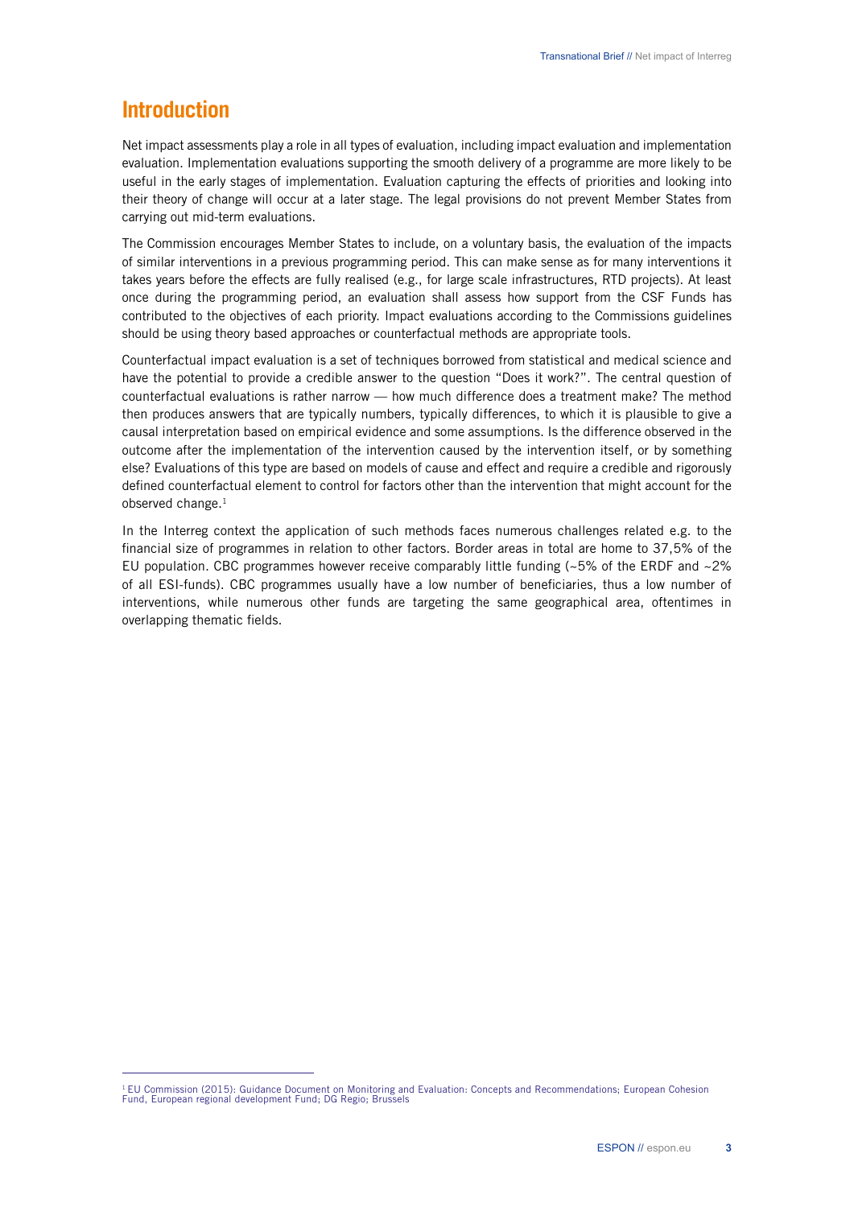# Introduction

Net impact assessments play a role in all types of evaluation, including impact evaluation and implementation evaluation. Implementation evaluations supporting the smooth delivery of a programme are more likely to be useful in the early stages of implementation. Evaluation capturing the effects of priorities and looking into their theory of change will occur at a later stage. The legal provisions do not prevent Member States from carrying out mid-term evaluations.

The Commission encourages Member States to include, on a voluntary basis, the evaluation of the impacts of similar interventions in a previous programming period. This can make sense as for many interventions it takes years before the effects are fully realised (e.g., for large scale infrastructures, RTD projects). At least once during the programming period, an evaluation shall assess how support from the CSF Funds has contributed to the objectives of each priority. Impact evaluations according to the Commissions guidelines should be using theory based approaches or counterfactual methods are appropriate tools.

Counterfactual impact evaluation is a set of techniques borrowed from statistical and medical science and have the potential to provide a credible answer to the question "Does it work?". The central question of counterfactual evaluations is rather narrow — how much difference does a treatment make? The method then produces answers that are typically numbers, typically differences, to which it is plausible to give a causal interpretation based on empirical evidence and some assumptions. Is the difference observed in the outcome after the implementation of the intervention caused by the intervention itself, or by something else? Evaluations of this type are based on models of cause and effect and require a credible and rigorously defined counterfactual element to control for factors other than the intervention that might account for the observed change.[1]

In the Interreg context the application of such methods faces numerous challenges related e.g. to the financial size of programmes in relation to other factors. Border areas in total are home to 37,5% of the EU population. CBC programmes however receive comparably little funding (~5% of the ERDF and ~2% of all ESI-funds). CBC programmes usually have a low number of beneficiaries, thus a low number of interventions, while numerous other funds are targeting the same geographical area, oftentimes in overlapping thematic fields.

[1] EU Commission (2015): Guidance Document on Monitoring and Evaluation: Concepts and Recommendations; European Cohesion Fund, European regional development Fund; DG Regio; Brussels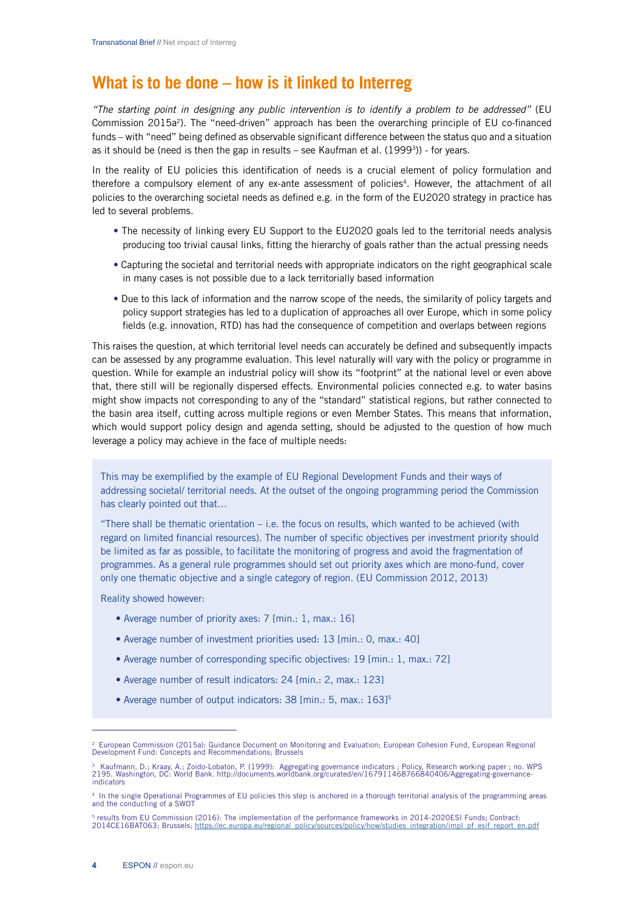# What is to be done – how is it linked to Interreg

*"The starting point in designing any public intervention is to identify a problem to be addressed"* (EU Commission 2015a[2]). The "need-driven" approach has been the overarching principle of EU co-financed funds – with "need" being defined as observable significant difference between the status quo and a situation as it should be (need is then the gap in results – see Kaufman et al. (1999[3])) - for years.

In the reality of EU policies this identification of needs is a crucial element of policy formulation and therefore a compulsory element of any ex-ante assessment of policies[4]. However, the attachment of all policies to the overarching societal needs as defined e.g. in the form of the EU2020 strategy in practice has led to several problems.

- The necessity of linking every EU Support to the EU2020 goals led to the territorial needs analysis producing too trivial causal links, fitting the hierarchy of goals rather than the actual pressing needs
- Capturing the societal and territorial needs with appropriate indicators on the right geographical scale in many cases is not possible due to a lack territorially based information
- Due to this lack of information and the narrow scope of the needs, the similarity of policy targets and policy support strategies has led to a duplication of approaches all over Europe, which in some policy fields (e.g. innovation, RTD) has had the consequence of competition and overlaps between regions

This raises the question, at which territorial level needs can accurately be defined and subsequently impacts can be assessed by any programme evaluation. This level naturally will vary with the policy or programme in question. While for example an industrial policy will show its "footprint" at the national level or even above that, there still will be regionally dispersed effects. Environmental policies connected e.g. to water basins might show impacts not corresponding to any of the "standard" statistical regions, but rather connected to the basin area itself, cutting across multiple regions or even Member States. This means that information, which would support policy design and agenda setting, should be adjusted to the question of how much leverage a policy may achieve in the face of multiple needs:

> This may be exemplified by the example of EU Regional Development Funds and their ways of addressing societal/ territorial needs. At the outset of the ongoing programming period the Commission has clearly pointed out that…
>
> "There shall be thematic orientation – i.e. the focus on results, which wanted to be achieved (with regard on limited financial resources). The number of specific objectives per investment priority should be limited as far as possible, to facilitate the monitoring of progress and avoid the fragmentation of programmes. As a general rule programmes should set out priority axes which are mono-fund, cover only one thematic objective and a single category of region. (EU Commission 2012, 2013)
>
> Reality showed however:
>
> - Average number of priority axes: 7 [min.: 1, max.: 16]
> - Average number of investment priorities used: 13 [min.: 0, max.: 40]
> - Average number of corresponding specific objectives: 19 [min.: 1, max.: 72]
> - Average number of result indicators: 24 [min.: 2, max.: 123]
> - Average number of output indicators: 38 [min.: 5, max.: 163][5]

---

[2] European Commission (2015a): Guidance Document on Monitoring and Evaluation; European Cohesion Fund, European Regional Development Fund: Concepts and Recommendations; Brussels

[3] Kaufmann, D.; Kraay, A.; Zoido-Lobaton, P. (1999): Aggregating governance indicators ; Policy, Research working paper ; no. WPS 2195. Washington, DC: World Bank. http://documents.worldbank.org/curated/en/167911468766840406/Aggregating-governance-indicators

[4] In the single Operational Programmes of EU policies this step is anchored in a thorough territorial analysis of the programming areas and the conducting of a SWOT

[5] results from EU Commission (2016): The implementation of the performance frameworks in 2014-2020ESI Funds; Contract: 2014CE16BAT063; Brussels; https://ec.europa.eu/regional_policy/sources/policy/how/studies_integration/impl_pf_esif_report_en.pdf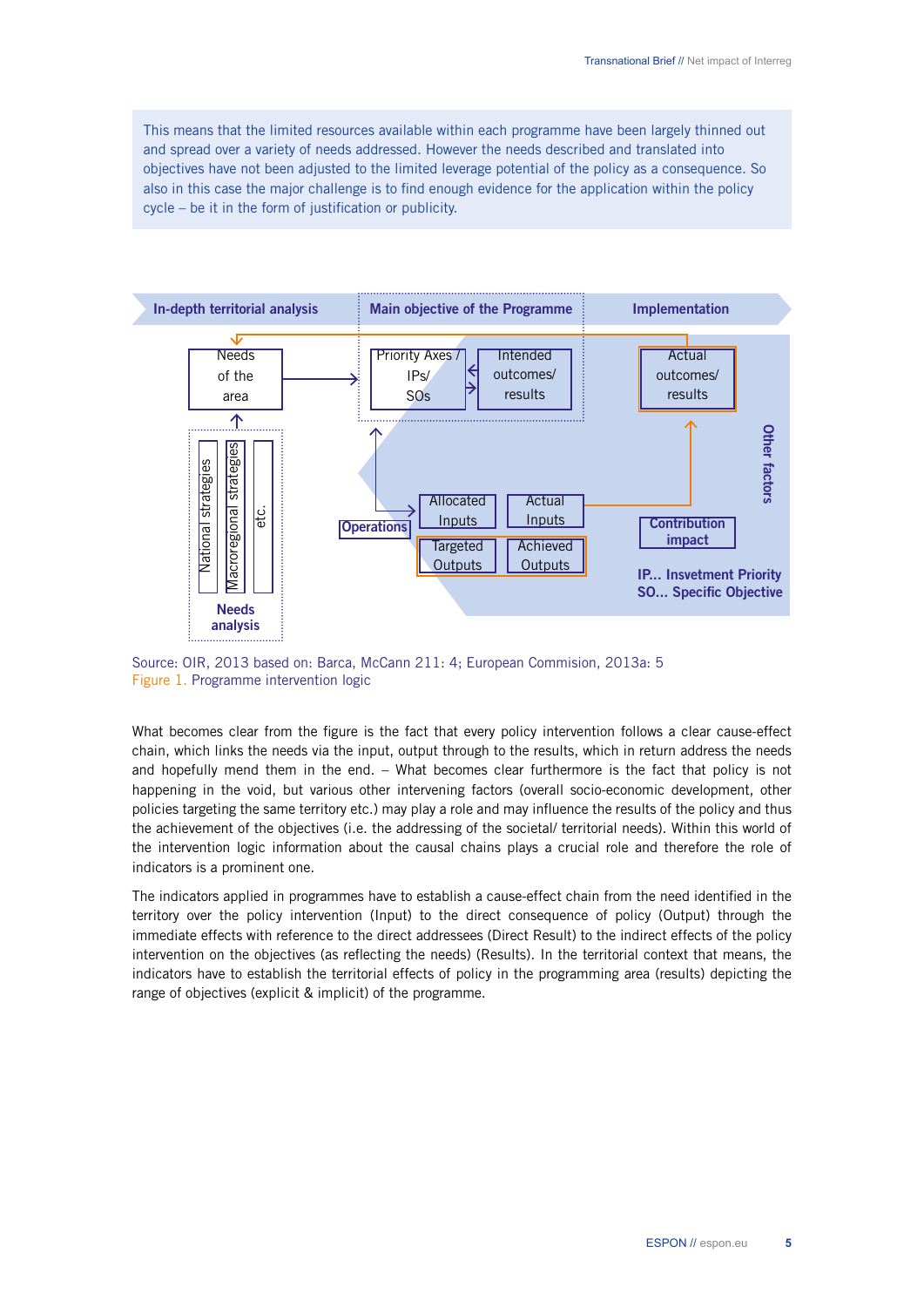This means that the limited resources available within each programme have been largely thinned out and spread over a variety of needs addressed. However the needs described and translated into objectives have not been adjusted to the limited leverage potential of the policy as a consequence. So also in this case the major challenge is to find enough evidence for the application within the policy cycle – be it in the form of justification or publicity.

Source: OIR, 2013 based on: Barca, McCann 211: 4; European Commision, 2013a: 5

Figure 1. Programme intervention logic

What becomes clear from the figure is the fact that every policy intervention follows a clear cause-effect chain, which links the needs via the input, output through to the results, which in return address the needs and hopefully mend them in the end. – What becomes clear furthermore is the fact that policy is not happening in the void, but various other intervening factors (overall socio-economic development, other policies targeting the same territory etc.) may play a role and may influence the results of the policy and thus the achievement of the objectives (i.e. the addressing of the societal/ territorial needs). Within this world of the intervention logic information about the causal chains plays a crucial role and therefore the role of indicators is a prominent one.

The indicators applied in programmes have to establish a cause-effect chain from the need identified in the territory over the policy intervention (Input) to the direct consequence of policy (Output) through the immediate effects with reference to the direct addressees (Direct Result) to the indirect effects of the policy intervention on the objectives (as reflecting the needs) (Results). In the territorial context that means, the indicators have to establish the territorial effects of policy in the programming area (results) depicting the range of objectives (explicit & implicit) of the programme.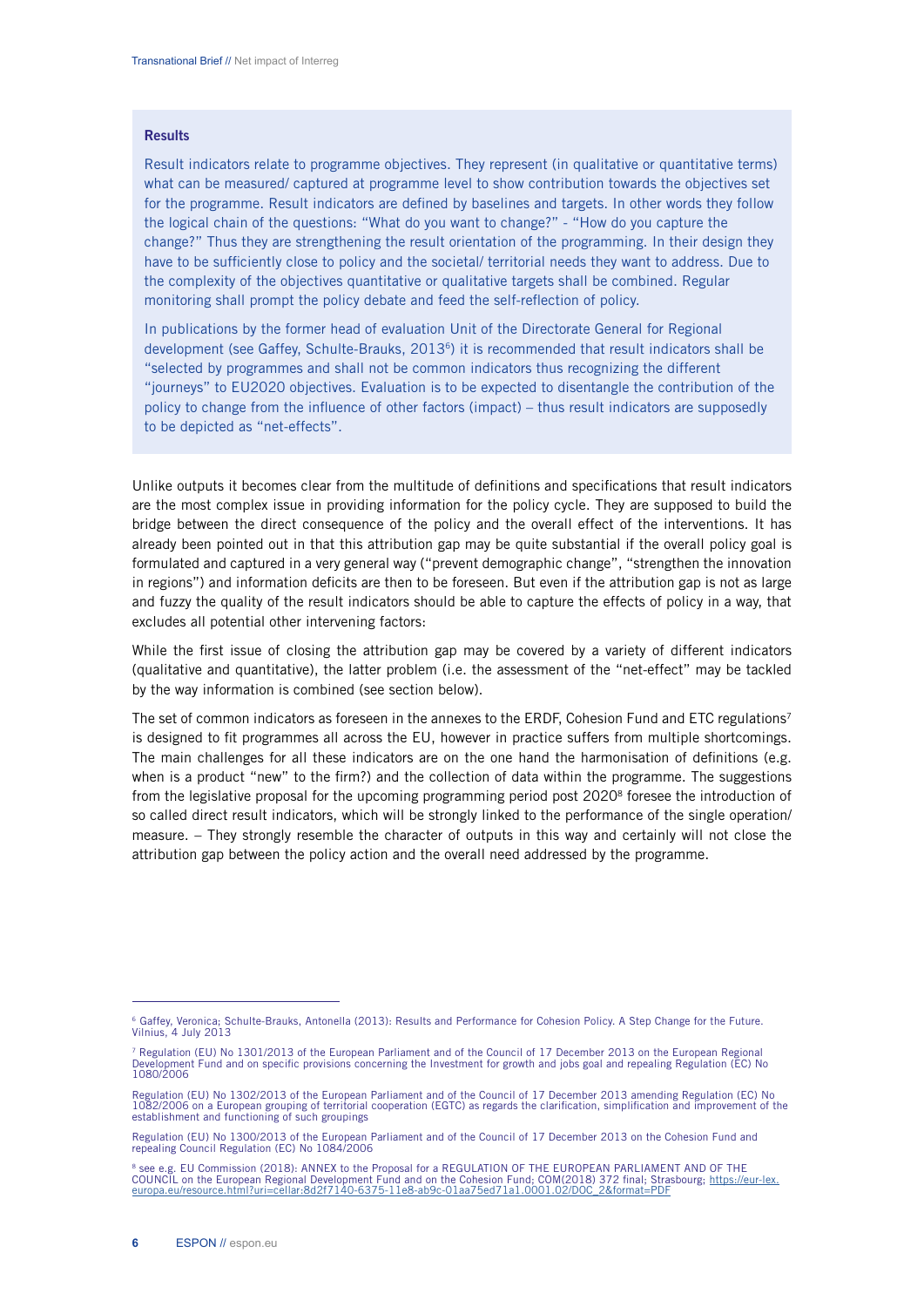### Results

Result indicators relate to programme objectives. They represent (in qualitative or quantitative terms) what can be measured/ captured at programme level to show contribution towards the objectives set for the programme. Result indicators are defined by baselines and targets. In other words they follow the logical chain of the questions: "What do you want to change?" - "How do you capture the change?" Thus they are strengthening the result orientation of the programming. In their design they have to be sufficiently close to policy and the societal/ territorial needs they want to address. Due to the complexity of the objectives quantitative or qualitative targets shall be combined. Regular monitoring shall prompt the policy debate and feed the self-reflection of policy.

In publications by the former head of evaluation Unit of the Directorate General for Regional development (see Gaffey, Schulte-Brauks, 2013[6]) it is recommended that result indicators shall be "selected by programmes and shall not be common indicators thus recognizing the different "journeys" to EU2020 objectives. Evaluation is to be expected to disentangle the contribution of the policy to change from the influence of other factors (impact) – thus result indicators are supposedly to be depicted as "net-effects".

Unlike outputs it becomes clear from the multitude of definitions and specifications that result indicators are the most complex issue in providing information for the policy cycle. They are supposed to build the bridge between the direct consequence of the policy and the overall effect of the interventions. It has already been pointed out in that this attribution gap may be quite substantial if the overall policy goal is formulated and captured in a very general way ("prevent demographic change", "strengthen the innovation in regions") and information deficits are then to be foreseen. But even if the attribution gap is not as large and fuzzy the quality of the result indicators should be able to capture the effects of policy in a way, that excludes all potential other intervening factors:

While the first issue of closing the attribution gap may be covered by a variety of different indicators (qualitative and quantitative), the latter problem (i.e. the assessment of the "net-effect" may be tackled by the way information is combined (see section below).

The set of common indicators as foreseen in the annexes to the ERDF, Cohesion Fund and ETC regulations[7] is designed to fit programmes all across the EU, however in practice suffers from multiple shortcomings. The main challenges for all these indicators are on the one hand the harmonisation of definitions (e.g. when is a product "new" to the firm?) and the collection of data within the programme. The suggestions from the legislative proposal for the upcoming programming period post 2020[8] foresee the introduction of so called direct result indicators, which will be strongly linked to the performance of the single operation/ measure. – They strongly resemble the character of outputs in this way and certainly will not close the attribution gap between the policy action and the overall need addressed by the programme.

---

[6] Gaffey, Veronica; Schulte-Brauks, Antonella (2013): Results and Performance for Cohesion Policy. A Step Change for the Future. Vilnius, 4 July 2013

[7] Regulation (EU) No 1301/2013 of the European Parliament and of the Council of 17 December 2013 on the European Regional Development Fund and on specific provisions concerning the Investment for growth and jobs goal and repealing Regulation (EC) No 1080/2006

Regulation (EU) No 1302/2013 of the European Parliament and of the Council of 17 December 2013 amending Regulation (EC) No 1082/2006 on a European grouping of territorial cooperation (EGTC) as regards the clarification, simplification and improvement of the establishment and functioning of such groupings

Regulation (EU) No 1300/2013 of the European Parliament and of the Council of 17 December 2013 on the Cohesion Fund and repealing Council Regulation (EC) No 1084/2006

[8] see e.g. EU Commission (2018): ANNEX to the Proposal for a REGULATION OF THE EUROPEAN PARLIAMENT AND OF THE COUNCIL on the European Regional Development Fund and on the Cohesion Fund; COM(2018) 372 final; Strasbourg; https://eur-lex.europa.eu/resource.html?uri=cellar:8d2f7140-6375-11e8-ab9c-01aa75ed71a1.0001.02/DOC_2&format=PDF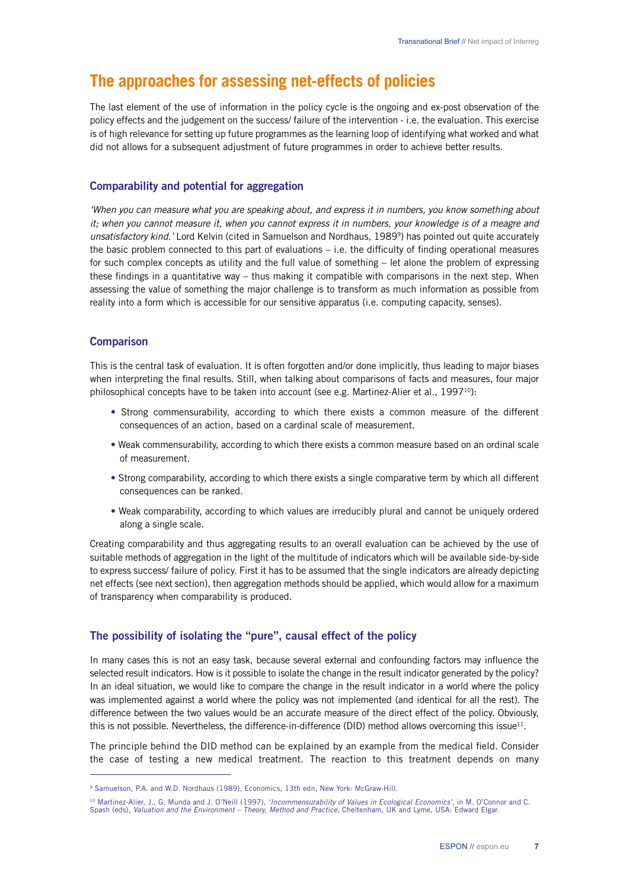# The approaches for assessing net-effects of policies

The last element of the use of information in the policy cycle is the ongoing and ex-post observation of the policy effects and the judgement on the success/ failure of the intervention - i.e. the evaluation. This exercise is of high relevance for setting up future programmes as the learning loop of identifying what worked and what did not allows for a subsequent adjustment of future programmes in order to achieve better results.

## Comparability and potential for aggregation

*'When you can measure what you are speaking about, and express it in numbers, you know something about it; when you cannot measure it, when you cannot express it in numbers, your knowledge is of a meagre and unsatisfactory kind.'* Lord Kelvin (cited in Samuelson and Nordhaus, 1989[9]) has pointed out quite accurately the basic problem connected to this part of evaluations – i.e. the difficulty of finding operational measures for such complex concepts as utility and the full value of something – let alone the problem of expressing these findings in a quantitative way – thus making it compatible with comparisons in the next step. When assessing the value of something the major challenge is to transform as much information as possible from reality into a form which is accessible for our sensitive apparatus (i.e. computing capacity, senses).

## Comparison

This is the central task of evaluation. It is often forgotten and/or done implicitly, thus leading to major biases when interpreting the final results. Still, when talking about comparisons of facts and measures, four major philosophical concepts have to be taken into account (see e.g. Martinez-Alier et al., 1997[10]):

- Strong commensurability, according to which there exists a common measure of the different consequences of an action, based on a cardinal scale of measurement.
- Weak commensurability, according to which there exists a common measure based on an ordinal scale of measurement.
- Strong comparability, according to which there exists a single comparative term by which all different consequences can be ranked.
- Weak comparability, according to which values are irreducibly plural and cannot be uniquely ordered along a single scale.

Creating comparability and thus aggregating results to an overall evaluation can be achieved by the use of suitable methods of aggregation in the light of the multitude of indicators which will be available side-by-side to express success/ failure of policy. First it has to be assumed that the single indicators are already depicting net effects (see next section), then aggregation methods should be applied, which would allow for a maximum of transparency when comparability is produced.

## The possibility of isolating the "pure", causal effect of the policy

In many cases this is not an easy task, because several external and confounding factors may influence the selected result indicators. How is it possible to isolate the change in the result indicator generated by the policy? In an ideal situation, we would like to compare the change in the result indicator in a world where the policy was implemented against a world where the policy was not implemented (and identical for all the rest). The difference between the two values would be an accurate measure of the direct effect of the policy. Obviously, this is not possible. Nevertheless, the difference-in-difference (DID) method allows overcoming this issue[11].

The principle behind the DID method can be explained by an example from the medical field. Consider the case of testing a new medical treatment. The reaction to this treatment depends on many

---

[9] Samuelson, P.A. and W.D. Nordhaus (1989), Economics, 13th edn, New York: McGraw-Hill.

[10] Martinez-Alier, J., G. Munda and J. O'Neill (1997), *'Incommensurability of Values in Ecological Economics'*, in M. O'Connor and C. Spash (eds), *Valuation and the Environment – Theory, Method and Practice*, Cheltenham, UK and Lyme, USA: Edward Elgar.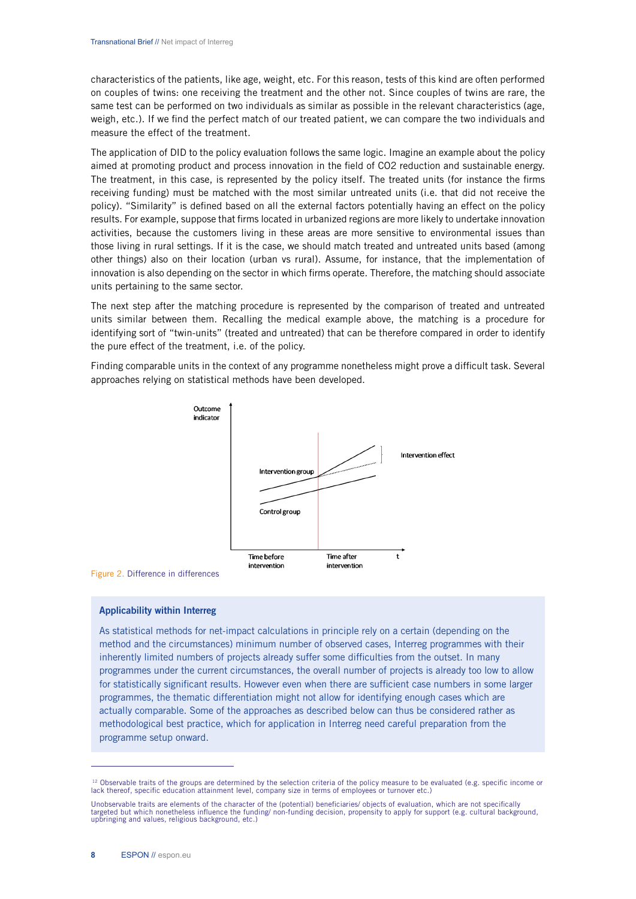characteristics of the patients, like age, weight, etc. For this reason, tests of this kind are often performed on couples of twins: one receiving the treatment and the other not. Since couples of twins are rare, the same test can be performed on two individuals as similar as possible in the relevant characteristics (age, weigh, etc.). If we find the perfect match of our treated patient, we can compare the two individuals and measure the effect of the treatment.

The application of DID to the policy evaluation follows the same logic. Imagine an example about the policy aimed at promoting product and process innovation in the field of CO2 reduction and sustainable energy. The treatment, in this case, is represented by the policy itself. The treated units (for instance the firms receiving funding) must be matched with the most similar untreated units (i.e. that did not receive the policy). "Similarity" is defined based on all the external factors potentially having an effect on the policy results. For example, suppose that firms located in urbanized regions are more likely to undertake innovation activities, because the customers living in these areas are more sensitive to environmental issues than those living in rural settings. If it is the case, we should match treated and untreated units based (among other things) also on their location (urban vs rural). Assume, for instance, that the implementation of innovation is also depending on the sector in which firms operate. Therefore, the matching should associate units pertaining to the same sector.

The next step after the matching procedure is represented by the comparison of treated and untreated units similar between them. Recalling the medical example above, the matching is a procedure for identifying sort of "twin-units" (treated and untreated) that can be therefore compared in order to identify the pure effect of the treatment, i.e. of the policy.

Finding comparable units in the context of any programme nonetheless might prove a difficult task. Several approaches relying on statistical methods have been developed.

Figure 2. Difference in differences

**Applicability within Interreg**

As statistical methods for net-impact calculations in principle rely on a certain (depending on the method and the circumstances) minimum number of observed cases, Interreg programmes with their inherently limited numbers of projects already suffer some difficulties from the outset. In many programmes under the current circumstances, the overall number of projects is already too low to allow for statistically significant results. However even when there are sufficient case numbers in some larger programmes, the thematic differentiation might not allow for identifying enough cases which are actually comparable. Some of the approaches as described below can thus be considered rather as methodological best practice, which for application in Interreg need careful preparation from the programme setup onward.

---

[12] Observable traits of the groups are determined by the selection criteria of the policy measure to be evaluated (e.g. specific income or lack thereof, specific education attainment level, company size in terms of employees or turnover etc.)

Unobservable traits are elements of the character of the (potential) beneficiaries/ objects of evaluation, which are not specifically targeted but which nonetheless influence the funding/ non-funding decision, propensity to apply for support (e.g. cultural background, upbringing and values, religious background, etc.)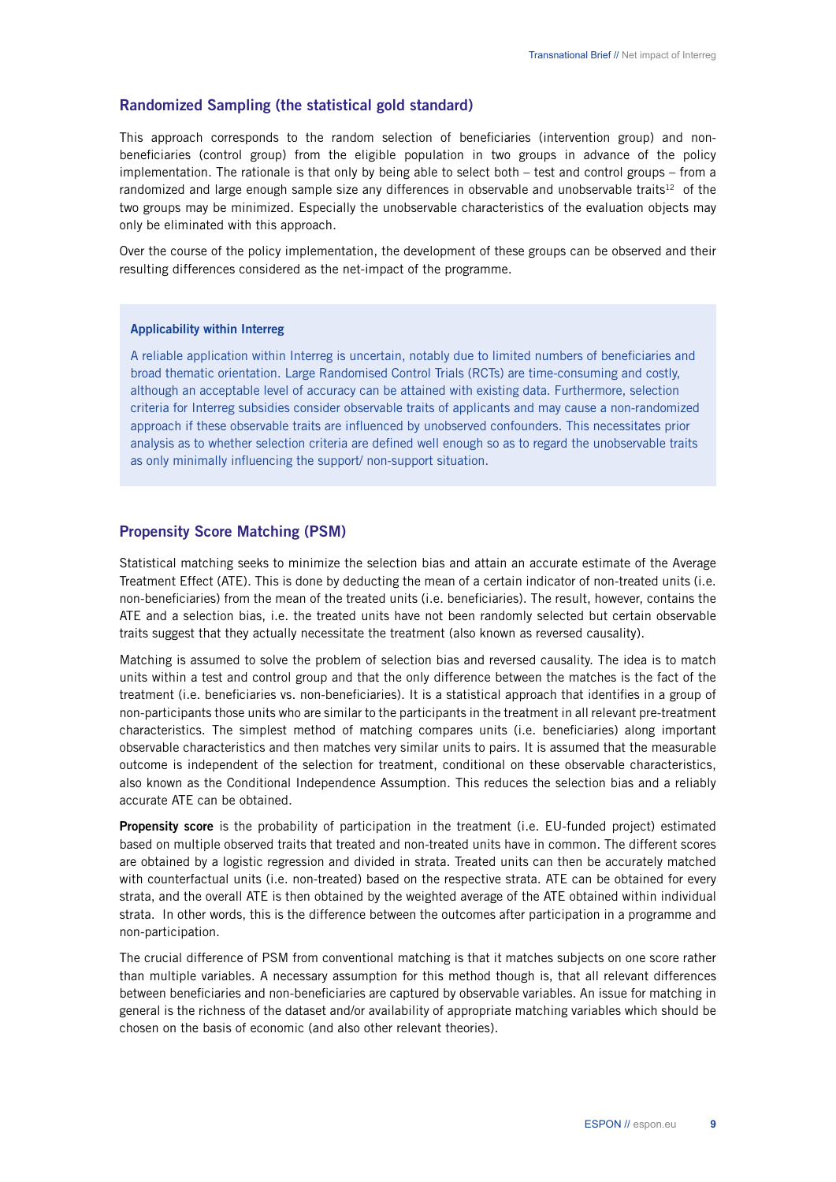## Randomized Sampling (the statistical gold standard)

This approach corresponds to the random selection of beneficiaries (intervention group) and non-beneficiaries (control group) from the eligible population in two groups in advance of the policy implementation. The rationale is that only by being able to select both – test and control groups – from a randomized and large enough sample size any differences in observable and unobservable traits[12] of the two groups may be minimized. Especially the unobservable characteristics of the evaluation objects may only be eliminated with this approach.

Over the course of the policy implementation, the development of these groups can be observed and their resulting differences considered as the net-impact of the programme.

> **Applicability within Interreg**
>
> A reliable application within Interreg is uncertain, notably due to limited numbers of beneficiaries and broad thematic orientation. Large Randomised Control Trials (RCTs) are time-consuming and costly, although an acceptable level of accuracy can be attained with existing data. Furthermore, selection criteria for Interreg subsidies consider observable traits of applicants and may cause a non-randomized approach if these observable traits are influenced by unobserved confounders. This necessitates prior analysis as to whether selection criteria are defined well enough so as to regard the unobservable traits as only minimally influencing the support/ non-support situation.

## Propensity Score Matching (PSM)

Statistical matching seeks to minimize the selection bias and attain an accurate estimate of the Average Treatment Effect (ATE). This is done by deducting the mean of a certain indicator of non-treated units (i.e. non-beneficiaries) from the mean of the treated units (i.e. beneficiaries). The result, however, contains the ATE and a selection bias, i.e. the treated units have not been randomly selected but certain observable traits suggest that they actually necessitate the treatment (also known as reversed causality).

Matching is assumed to solve the problem of selection bias and reversed causality. The idea is to match units within a test and control group and that the only difference between the matches is the fact of the treatment (i.e. beneficiaries vs. non-beneficiaries). It is a statistical approach that identifies in a group of non-participants those units who are similar to the participants in the treatment in all relevant pre-treatment characteristics. The simplest method of matching compares units (i.e. beneficiaries) along important observable characteristics and then matches very similar units to pairs. It is assumed that the measurable outcome is independent of the selection for treatment, conditional on these observable characteristics, also known as the Conditional Independence Assumption. This reduces the selection bias and a reliably accurate ATE can be obtained.

**Propensity score** is the probability of participation in the treatment (i.e. EU-funded project) estimated based on multiple observed traits that treated and non-treated units have in common. The different scores are obtained by a logistic regression and divided in strata. Treated units can then be accurately matched with counterfactual units (i.e. non-treated) based on the respective strata. ATE can be obtained for every strata, and the overall ATE is then obtained by the weighted average of the ATE obtained within individual strata. In other words, this is the difference between the outcomes after participation in a programme and non-participation.

The crucial difference of PSM from conventional matching is that it matches subjects on one score rather than multiple variables. A necessary assumption for this method though is, that all relevant differences between beneficiaries and non-beneficiaries are captured by observable variables. An issue for matching in general is the richness of the dataset and/or availability of appropriate matching variables which should be chosen on the basis of economic (and also other relevant theories).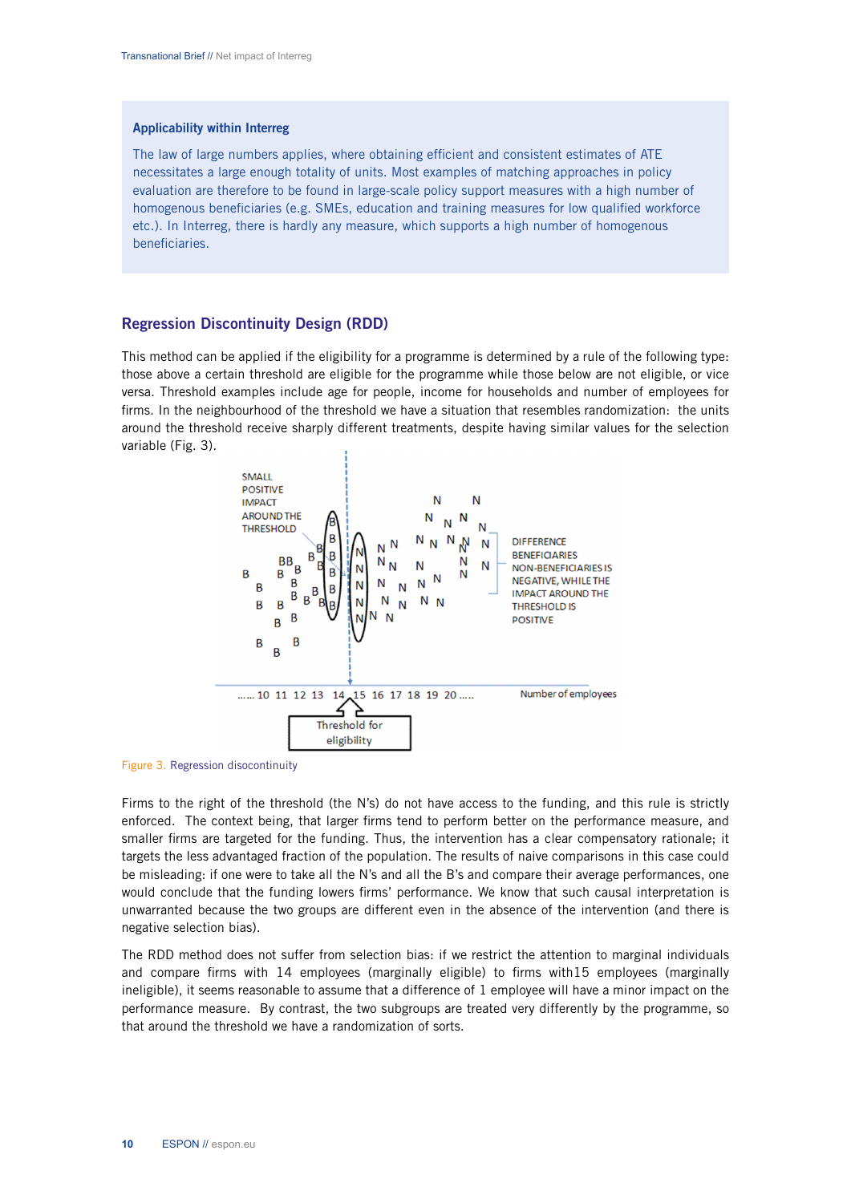## Applicability within Interreg

The law of large numbers applies, where obtaining efficient and consistent estimates of ATE necessitates a large enough totality of units. Most examples of matching approaches in policy evaluation are therefore to be found in large-scale policy support measures with a high number of homogenous beneficiaries (e.g. SMEs, education and training measures for low qualified workforce etc.). In Interreg, there is hardly any measure, which supports a high number of homogenous beneficiaries.

## Regression Discontinuity Design (RDD)

This method can be applied if the eligibility for a programme is determined by a rule of the following type: those above a certain threshold are eligible for the programme while those below are not eligible, or vice versa. Threshold examples include age for people, income for households and number of employees for firms. In the neighbourhood of the threshold we have a situation that resembles randomization: the units around the threshold receive sharply different treatments, despite having similar values for the selection variable (Fig. 3).

Figure 3. Regression disocontinuity

Firms to the right of the threshold (the N's) do not have access to the funding, and this rule is strictly enforced. The context being, that larger firms tend to perform better on the performance measure, and smaller firms are targeted for the funding. Thus, the intervention has a clear compensatory rationale; it targets the less advantaged fraction of the population. The results of naive comparisons in this case could be misleading: if one were to take all the N's and all the B's and compare their average performances, one would conclude that the funding lowers firms' performance. We know that such causal interpretation is unwarranted because the two groups are different even in the absence of the intervention (and there is negative selection bias).

The RDD method does not suffer from selection bias: if we restrict the attention to marginal individuals and compare firms with 14 employees (marginally eligible) to firms with15 employees (marginally ineligible), it seems reasonable to assume that a difference of 1 employee will have a minor impact on the performance measure. By contrast, the two subgroups are treated very differently by the programme, so that around the threshold we have a randomization of sorts.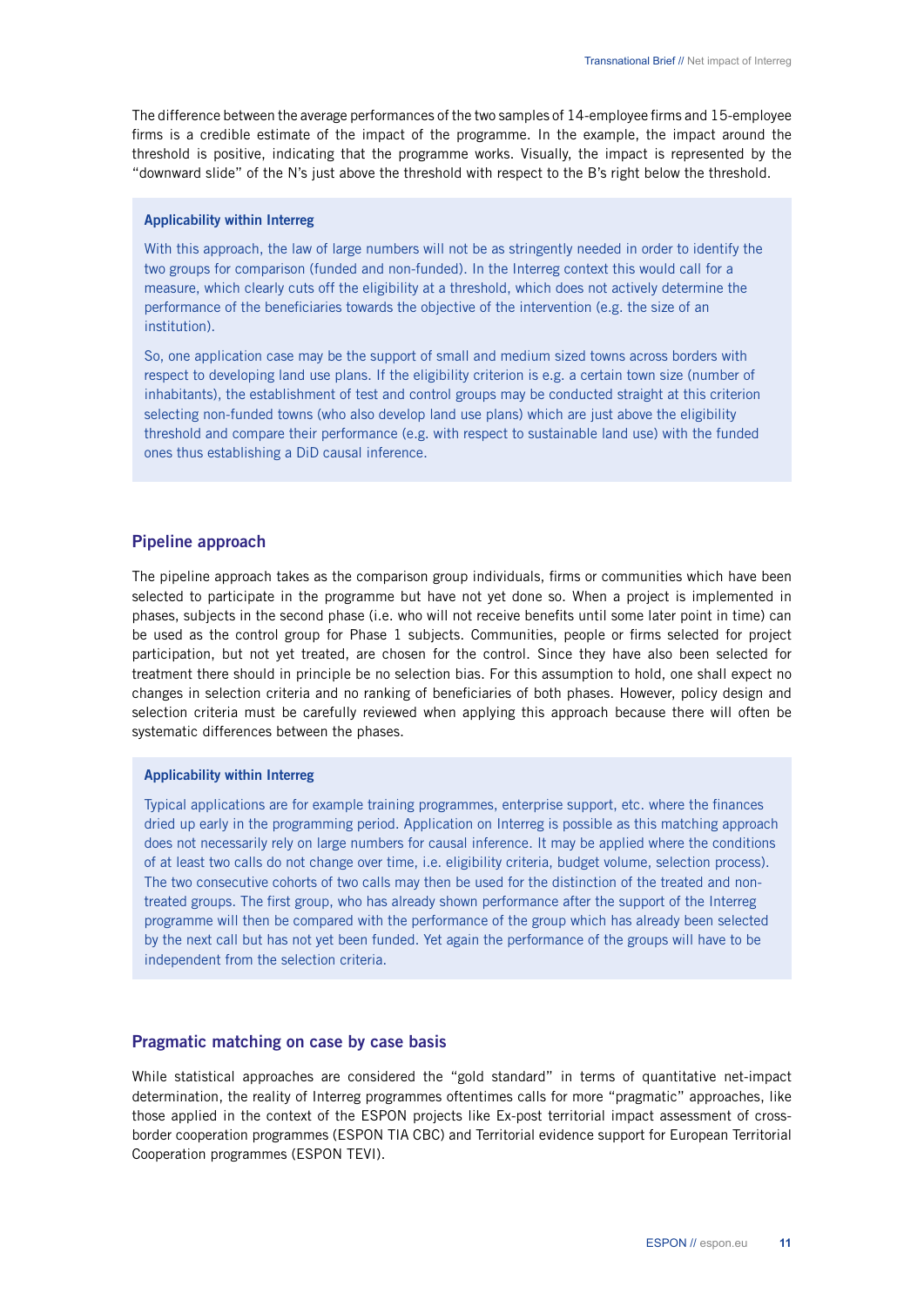The difference between the average performances of the two samples of 14-employee firms and 15-employee firms is a credible estimate of the impact of the programme. In the example, the impact around the threshold is positive, indicating that the programme works. Visually, the impact is represented by the "downward slide" of the N's just above the threshold with respect to the B's right below the threshold.

**Applicability within Interreg**

With this approach, the law of large numbers will not be as stringently needed in order to identify the two groups for comparison (funded and non-funded). In the Interreg context this would call for a measure, which clearly cuts off the eligibility at a threshold, which does not actively determine the performance of the beneficiaries towards the objective of the intervention (e.g. the size of an institution).

So, one application case may be the support of small and medium sized towns across borders with respect to developing land use plans. If the eligibility criterion is e.g. a certain town size (number of inhabitants), the establishment of test and control groups may be conducted straight at this criterion selecting non-funded towns (who also develop land use plans) which are just above the eligibility threshold and compare their performance (e.g. with respect to sustainable land use) with the funded ones thus establishing a DiD causal inference.

## Pipeline approach

The pipeline approach takes as the comparison group individuals, firms or communities which have been selected to participate in the programme but have not yet done so. When a project is implemented in phases, subjects in the second phase (i.e. who will not receive benefits until some later point in time) can be used as the control group for Phase 1 subjects. Communities, people or firms selected for project participation, but not yet treated, are chosen for the control. Since they have also been selected for treatment there should in principle be no selection bias. For this assumption to hold, one shall expect no changes in selection criteria and no ranking of beneficiaries of both phases. However, policy design and selection criteria must be carefully reviewed when applying this approach because there will often be systematic differences between the phases.

**Applicability within Interreg**

Typical applications are for example training programmes, enterprise support, etc. where the finances dried up early in the programming period. Application on Interreg is possible as this matching approach does not necessarily rely on large numbers for causal inference. It may be applied where the conditions of at least two calls do not change over time, i.e. eligibility criteria, budget volume, selection process). The two consecutive cohorts of two calls may then be used for the distinction of the treated and non-treated groups. The first group, who has already shown performance after the support of the Interreg programme will then be compared with the performance of the group which has already been selected by the next call but has not yet been funded. Yet again the performance of the groups will have to be independent from the selection criteria.

## Pragmatic matching on case by case basis

While statistical approaches are considered the "gold standard" in terms of quantitative net-impact determination, the reality of Interreg programmes oftentimes calls for more "pragmatic" approaches, like those applied in the context of the ESPON projects like Ex-post territorial impact assessment of cross-border cooperation programmes (ESPON TIA CBC) and Territorial evidence support for European Territorial Cooperation programmes (ESPON TEVI).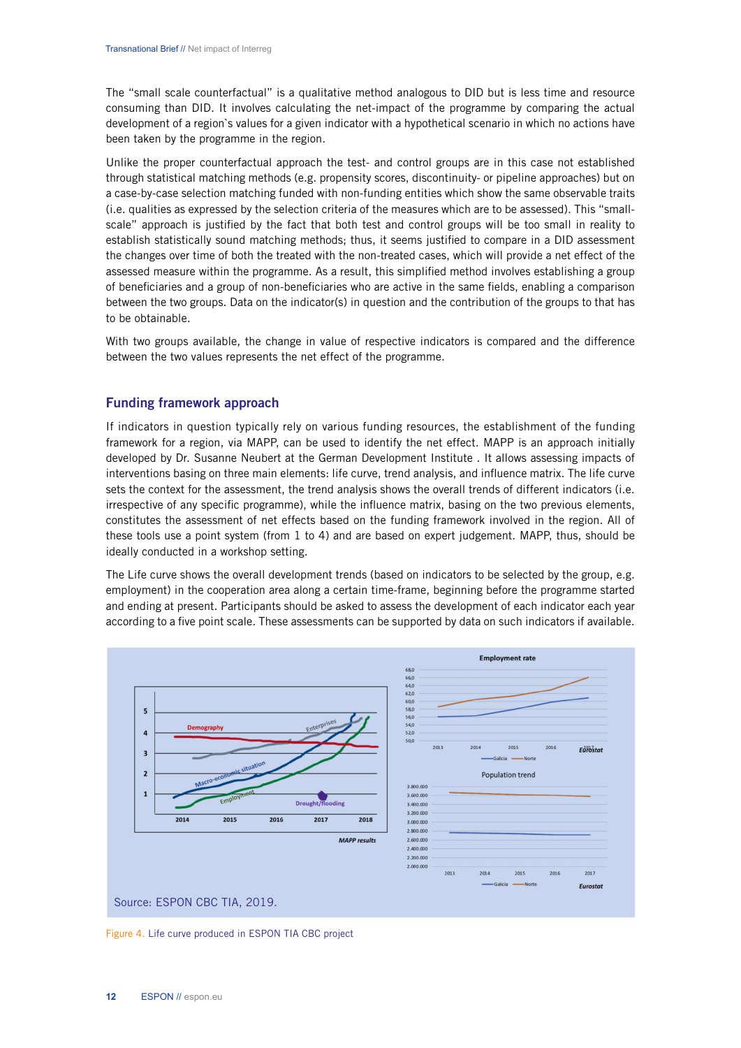The "small scale counterfactual" is a qualitative method analogous to DID but is less time and resource consuming than DID. It involves calculating the net-impact of the programme by comparing the actual development of a region`s values for a given indicator with a hypothetical scenario in which no actions have been taken by the programme in the region.

Unlike the proper counterfactual approach the test- and control groups are in this case not established through statistical matching methods (e.g. propensity scores, discontinuity- or pipeline approaches) but on a case-by-case selection matching funded with non-funding entities which show the same observable traits (i.e. qualities as expressed by the selection criteria of the measures which are to be assessed). This "small-scale" approach is justified by the fact that both test and control groups will be too small in reality to establish statistically sound matching methods; thus, it seems justified to compare in a DID assessment the changes over time of both the treated with the non-treated cases, which will provide a net effect of the assessed measure within the programme. As a result, this simplified method involves establishing a group of beneficiaries and a group of non-beneficiaries who are active in the same fields, enabling a comparison between the two groups. Data on the indicator(s) in question and the contribution of the groups to that has to be obtainable.

With two groups available, the change in value of respective indicators is compared and the difference between the two values represents the net effect of the programme.

## Funding framework approach

If indicators in question typically rely on various funding resources, the establishment of the funding framework for a region, via MAPP, can be used to identify the net effect. MAPP is an approach initially developed by Dr. Susanne Neubert at the German Development Institute . It allows assessing impacts of interventions basing on three main elements: life curve, trend analysis, and influence matrix. The life curve sets the context for the assessment, the trend analysis shows the overall trends of different indicators (i.e. irrespective of any specific programme), while the influence matrix, basing on the two previous elements, constitutes the assessment of net effects based on the funding framework involved in the region. All of these tools use a point system (from 1 to 4) and are based on expert judgement. MAPP, thus, should be ideally conducted in a workshop setting.

The Life curve shows the overall development trends (based on indicators to be selected by the group, e.g. employment) in the cooperation area along a certain time-frame, beginning before the programme started and ending at present. Participants should be asked to assess the development of each indicator each year according to a five point scale. These assessments can be supported by data on such indicators if available.

Source: ESPON CBC TIA, 2019.

Figure 4. Life curve produced in ESPON TIA CBC project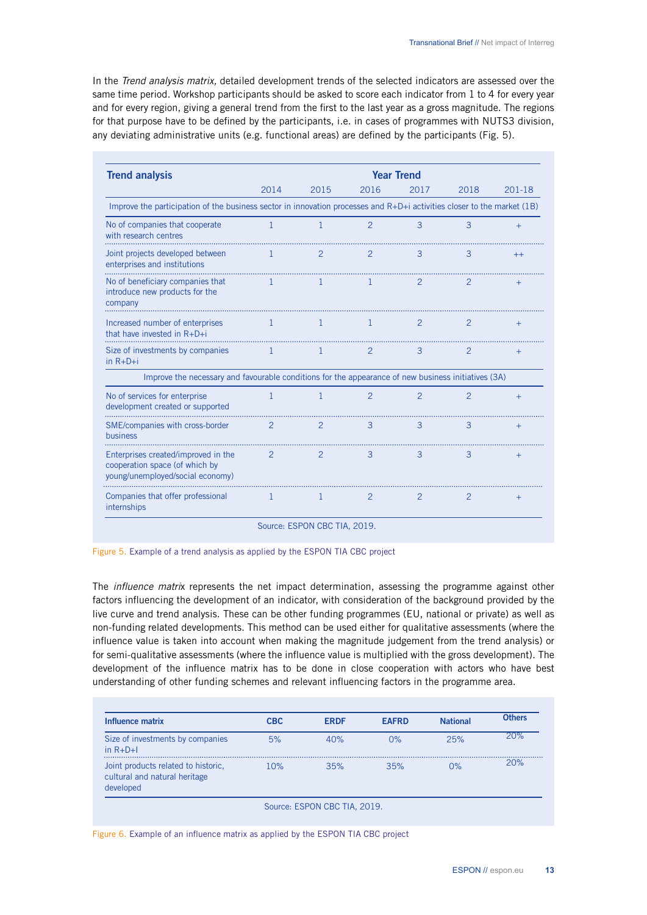In the *Trend analysis matrix,* detailed development trends of the selected indicators are assessed over the same time period. Workshop participants should be asked to score each indicator from 1 to 4 for every year and for every region, giving a general trend from the first to the last year as a gross magnitude. The regions for that purpose have to be defined by the participants, i.e. in cases of programmes with NUTS3 division, any deviating administrative units (e.g. functional areas) are defined by the participants (Fig. 5).

| **Trend analysis** | **Year Trend** | | | | | |
|---|---|---|---|---|---|---|
| | 2014 | 2015 | 2016 | 2017 | 2018 | 201-18 |
| Improve the participation of the business sector in innovation processes and R+D+i activities closer to the market (1B) | | | | | | |
| No of companies that cooperate with research centres | 1 | 1 | 2 | 3 | 3 | + |
| Joint projects developed between enterprises and institutions | 1 | 2 | 2 | 3 | 3 | ++ |
| No of beneficiary companies that introduce new products for the company | 1 | 1 | 1 | 2 | 2 | + |
| Increased number of enterprises that have invested in R+D+i | 1 | 1 | 1 | 2 | 2 | + |
| Size of investments by companies in R+D+i | 1 | 1 | 2 | 3 | 2 | + |
| Improve the necessary and favourable conditions for the appearance of new business initiatives (3A) | | | | | | |
| No of services for enterprise development created or supported | 1 | 1 | 2 | 2 | 2 | + |
| SME/companies with cross-border business | 2 | 2 | 3 | 3 | 3 | + |
| Enterprises created/improved in the cooperation space (of which by young/unemployed/social economy) | 2 | 2 | 3 | 3 | 3 | + |
| Companies that offer professional internships | 1 | 1 | 2 | 2 | 2 | + |

Source: ESPON CBC TIA, 2019.

Figure 5. Example of a trend analysis as applied by the ESPON TIA CBC project

The *influence matrix* represents the net impact determination, assessing the programme against other factors influencing the development of an indicator, with consideration of the background provided by the live curve and trend analysis. These can be other funding programmes (EU, national or private) as well as non-funding related developments. This method can be used either for qualitative assessments (where the influence value is taken into account when making the magnitude judgement from the trend analysis) or for semi-qualitative assessments (where the influence value is multiplied with the gross development). The development of the influence matrix has to be done in close cooperation with actors who have best understanding of other funding schemes and relevant influencing factors in the programme area.

| **Influence matrix** | **CBC** | **ERDF** | **EAFRD** | **National** | **Others** |
|---|---|---|---|---|---|
| Size of investments by companies in R+D+I | 5% | 40% | 0% | 25% | 20% |
| Joint products related to historic, cultural and natural heritage developed | 10% | 35% | 35% | 0% | 20% |

Source: ESPON CBC TIA, 2019.

Figure 6. Example of an influence matrix as applied by the ESPON TIA CBC project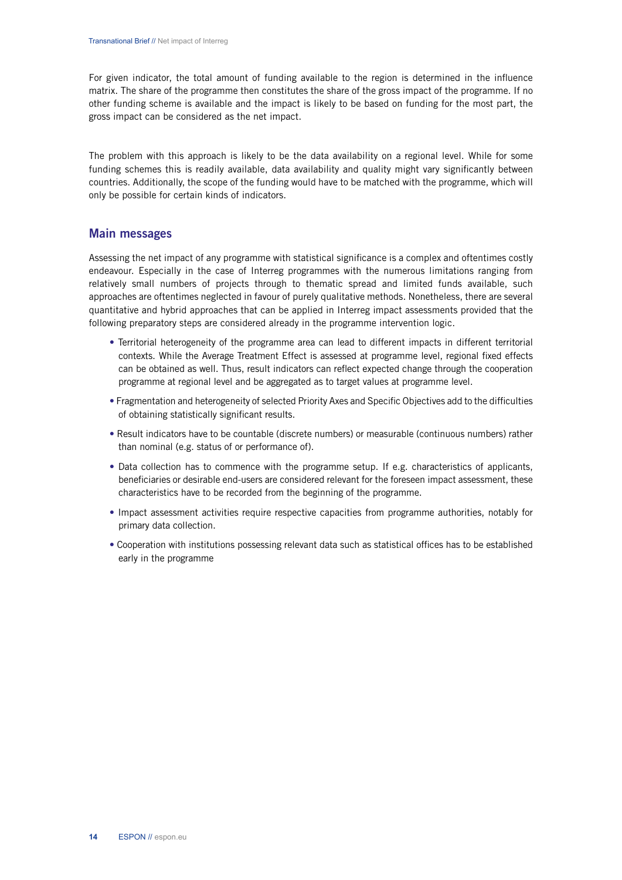For given indicator, the total amount of funding available to the region is determined in the influence matrix. The share of the programme then constitutes the share of the gross impact of the programme. If no other funding scheme is available and the impact is likely to be based on funding for the most part, the gross impact can be considered as the net impact.

The problem with this approach is likely to be the data availability on a regional level. While for some funding schemes this is readily available, data availability and quality might vary significantly between countries. Additionally, the scope of the funding would have to be matched with the programme, which will only be possible for certain kinds of indicators.

## Main messages

Assessing the net impact of any programme with statistical significance is a complex and oftentimes costly endeavour. Especially in the case of Interreg programmes with the numerous limitations ranging from relatively small numbers of projects through to thematic spread and limited funds available, such approaches are oftentimes neglected in favour of purely qualitative methods. Nonetheless, there are several quantitative and hybrid approaches that can be applied in Interreg impact assessments provided that the following preparatory steps are considered already in the programme intervention logic.

- Territorial heterogeneity of the programme area can lead to different impacts in different territorial contexts. While the Average Treatment Effect is assessed at programme level, regional fixed effects can be obtained as well. Thus, result indicators can reflect expected change through the cooperation programme at regional level and be aggregated as to target values at programme level.
- Fragmentation and heterogeneity of selected Priority Axes and Specific Objectives add to the difficulties of obtaining statistically significant results.
- Result indicators have to be countable (discrete numbers) or measurable (continuous numbers) rather than nominal (e.g. status of or performance of).
- Data collection has to commence with the programme setup. If e.g. characteristics of applicants, beneficiaries or desirable end-users are considered relevant for the foreseen impact assessment, these characteristics have to be recorded from the beginning of the programme.
- Impact assessment activities require respective capacities from programme authorities, notably for primary data collection.
- Cooperation with institutions possessing relevant data such as statistical offices has to be established early in the programme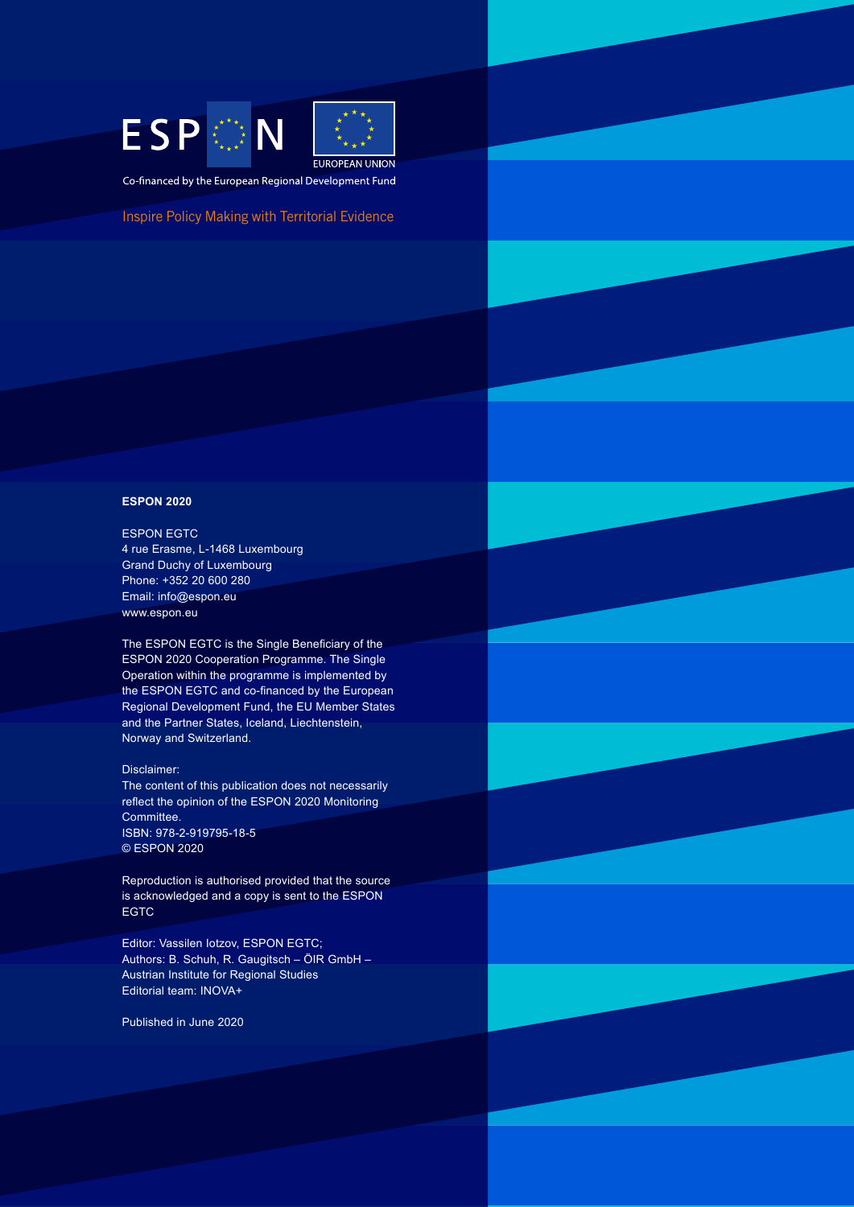ESPON

EUROPEAN UNION

Co-financed by the European Regional Development Fund

Inspire Policy Making with Territorial Evidence

**ESPON 2020**

ESPON EGTC
4 rue Erasme, L-1468 Luxembourg
Grand Duchy of Luxembourg
Phone: +352 20 600 280
Email: info@espon.eu
www.espon.eu

The ESPON EGTC is the Single Beneficiary of the ESPON 2020 Cooperation Programme. The Single Operation within the programme is implemented by the ESPON EGTC and co-financed by the European Regional Development Fund, the EU Member States and the Partner States, Iceland, Liechtenstein, Norway and Switzerland.

Disclaimer:
The content of this publication does not necessarily reflect the opinion of the ESPON 2020 Monitoring Committee.
ISBN: 978-2-919795-18-5
© ESPON 2020

Reproduction is authorised provided that the source is acknowledged and a copy is sent to the ESPON EGTC

Editor: Vassilen Iotzov, ESPON EGTC;
Authors: B. Schuh, R. Gaugitsch – ÖIR GmbH – Austrian Institute for Regional Studies
Editorial team: INOVA+

Published in June 2020